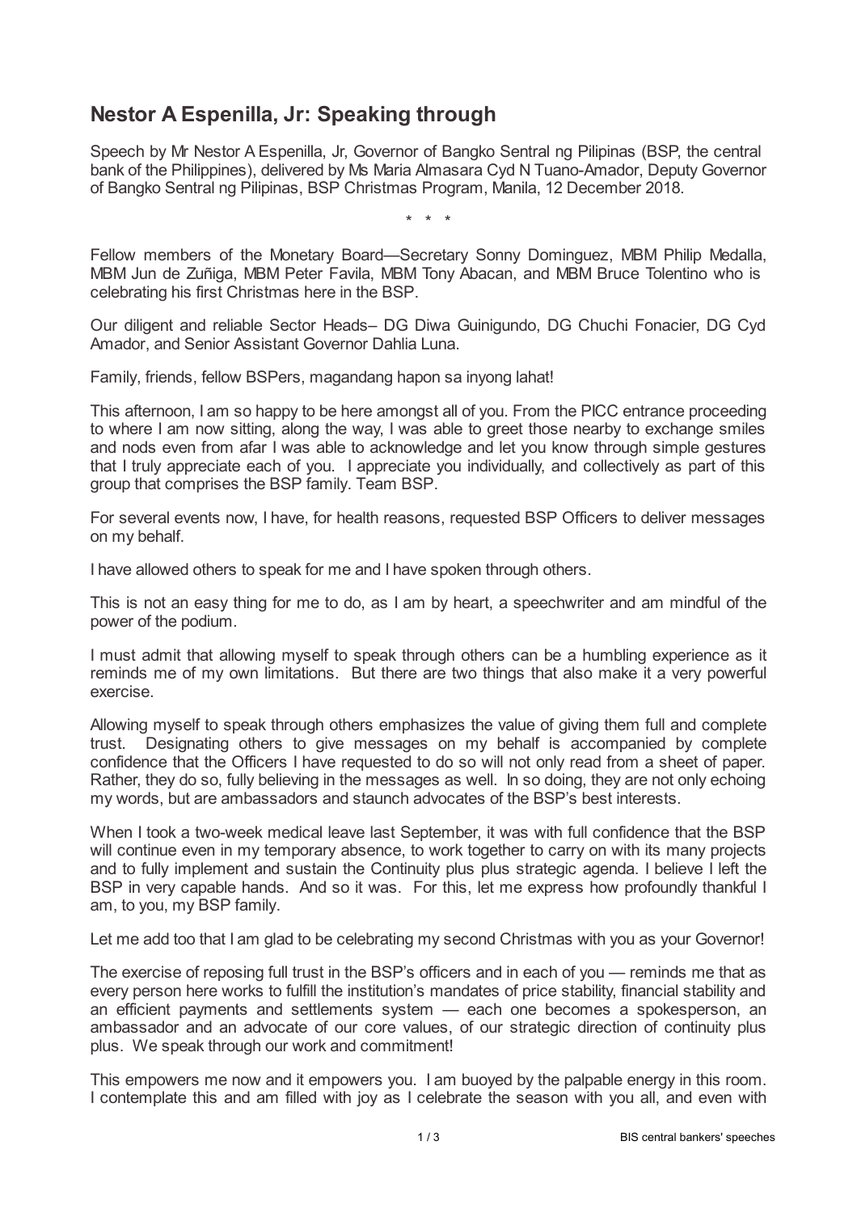## Nestor A Espenilla, Jr: Speaking through

Speech by Mr Nestor A Espenilla, Jr, Governor of Bangko Sentral ng Pilipinas (BSP, the central bank of the Philippines), delivered by Ms Maria Almasara Cyd N Tuano-Amador, Deputy Governor of Bangko Sentral ng Pilipinas, BSP Christmas Program, Manila, 12 December 2018.

\* \* \*

Fellow members of the Monetary Board—Secretary Sonny Dominguez, MBM Philip Medalla, MBM Jun de Zuñiga, MBM Peter Favila, MBM Tony Abacan, and MBM Bruce Tolentino who is celebrating his first Christmas here in the BSP.

Our diligent and reliable Sector Heads– DG Diwa Guinigundo, DG Chuchi Fonacier, DG Cyd Amador, and Senior Assistant Governor Dahlia Luna.

Family, friends, fellow BSPers, magandang hapon sa inyong lahat!

This afternoon, I am so happy to be here amongst all of you. From the PICC entrance proceeding to where I am now sitting, along the way, I was able to greet those nearby to exchange smiles and nods even from afar I was able to acknowledge and let you know through simple gestures that I truly appreciate each of you. I appreciate you individually, and collectively as part of this group that comprises the BSP family. Team BSP.

For several events now, I have, for health reasons, requested BSP Officers to deliver messages on my behalf.

I have allowed others to speak for me and I have spoken through others.

This is not an easy thing for me to do, as I am by heart, a speechwriter and am mindful of the power of the podium.

I must admit that allowing myself to speak through others can be a humbling experience as it reminds me of my own limitations. But there are two things that also make it a very powerful exercise.

Allowing myself to speak through others emphasizes the value of giving them full and complete trust. Designating others to give messages on my behalf is accompanied by complete confidence that the Officers I have requested to do so will not only read from a sheet of paper. Rather, they do so, fully believing in the messages as well. In so doing, they are not only echoing my words, but are ambassadors and staunch advocates of the BSP's best interests.

When I took a two-week medical leave last September, it was with full confidence that the BSP will continue even in my temporary absence, to work together to carry on with its many projects and to fully implement and sustain the Continuity plus plus strategic agenda. I believe I left the BSP in very capable hands. And so it was. For this, let me express how profoundly thankful I am, to you, my BSP family.

Let me add too that I am glad to be celebrating my second Christmas with you as your Governor!

The exercise of reposing full trust in the BSP's officers and in each of you — reminds me that as every person here works to fulfill the institution's mandates of price stability, financial stability and an efficient payments and settlements system — each one becomes a spokesperson, an ambassador and an advocate of our core values, of our strategic direction of continuity plus plus. We speak through our work and commitment!

This empowers me now and it empowers you. I am buoyed by the palpable energy in this room. I contemplate this and am filled with joy as I celebrate the season with you all, and even with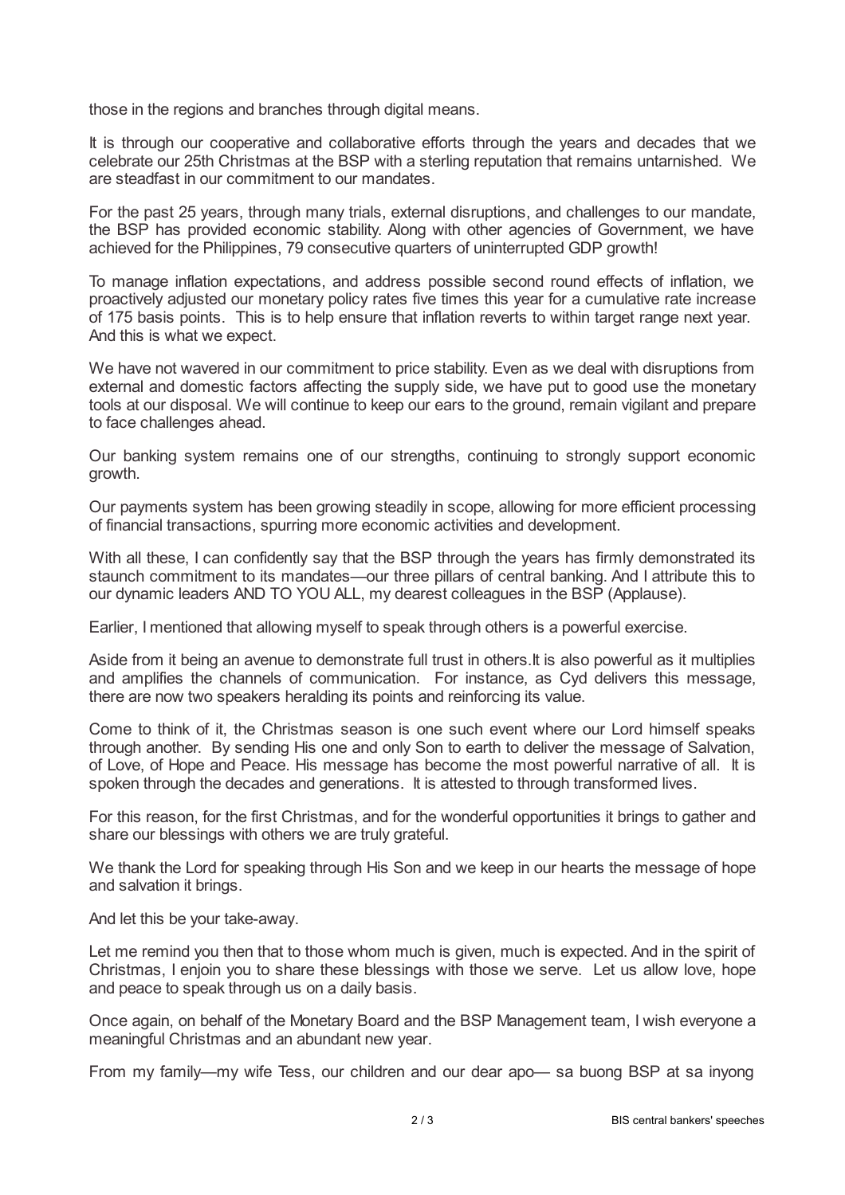those in the regions and branches through digital means.

It is through our cooperative and collaborative efforts through the years and decades that we celebrate our 25th Christmas at the BSP with a sterling reputation that remains untarnished. We are steadfast in our commitment to our mandates.

For the past 25 years, through many trials, external disruptions, and challenges to our mandate, the BSP has provided economic stability. Along with other agencies of Government, we have achieved for the Philippines, 79 consecutive quarters of uninterrupted GDP growth!

To manage inflation expectations, and address possible second round effects of inflation, we proactively adjusted our monetary policy rates five times this year for a cumulative rate increase of 175 basis points. This is to help ensure that inflation reverts to within target range next year. And this is what we expect.

We have not wavered in our commitment to price stability. Even as we deal with disruptions from external and domestic factors affecting the supply side, we have put to good use the monetary tools at our disposal. We will continue to keep our ears to the ground, remain vigilant and prepare to face challenges ahead.

Our banking system remains one of our strengths, continuing to strongly support economic growth.

Our payments system has been growing steadily in scope, allowing for more efficient processing of financial transactions, spurring more economic activities and development.

With all these, I can confidently say that the BSP through the years has firmly demonstrated its staunch commitment to its mandates—our three pillars of central banking. And I attribute this to our dynamic leaders AND TO YOU ALL, my dearest colleagues in the BSP (Applause).

Earlier, I mentioned that allowing myself to speak through others is a powerful exercise.

Aside from it being an avenue to demonstrate full trust in others.It is also powerful as it multiplies and amplifies the channels of communication. For instance, as Cyd delivers this message, there are now two speakers heralding its points and reinforcing its value.

Come to think of it, the Christmas season is one such event where our Lord himself speaks through another. By sending His one and only Son to earth to deliver the message of Salvation, of Love, of Hope and Peace. His message has become the most powerful narrative of all. It is spoken through the decades and generations. It is attested to through transformed lives.

For this reason, for the first Christmas, and for the wonderful opportunities it brings to gather and share our blessings with others we are truly grateful.

We thank the Lord for speaking through His Son and we keep in our hearts the message of hope and salvation it brings.

And let this be your take-away.

Let me remind you then that to those whom much is given, much is expected. And in the spirit of Christmas, I enjoin you to share these blessings with those we serve. Let us allow love, hope and peace to speak through us on a daily basis.

Once again, on behalf of the Monetary Board and the BSP Management team, I wish everyone a meaningful Christmas and an abundant new year.

From my family—my wife Tess, our children and our dear apo— sa buong BSP at sa inyong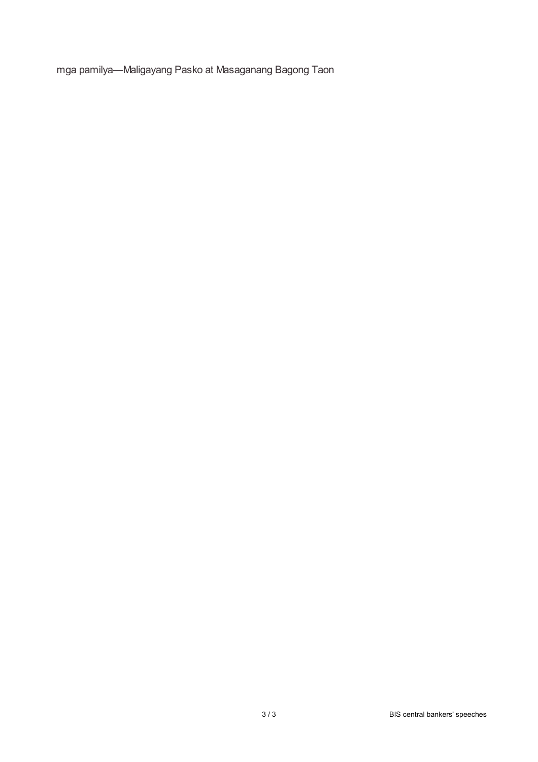mga pamilya—Maligayang Pasko at Masaganang Bagong Taon